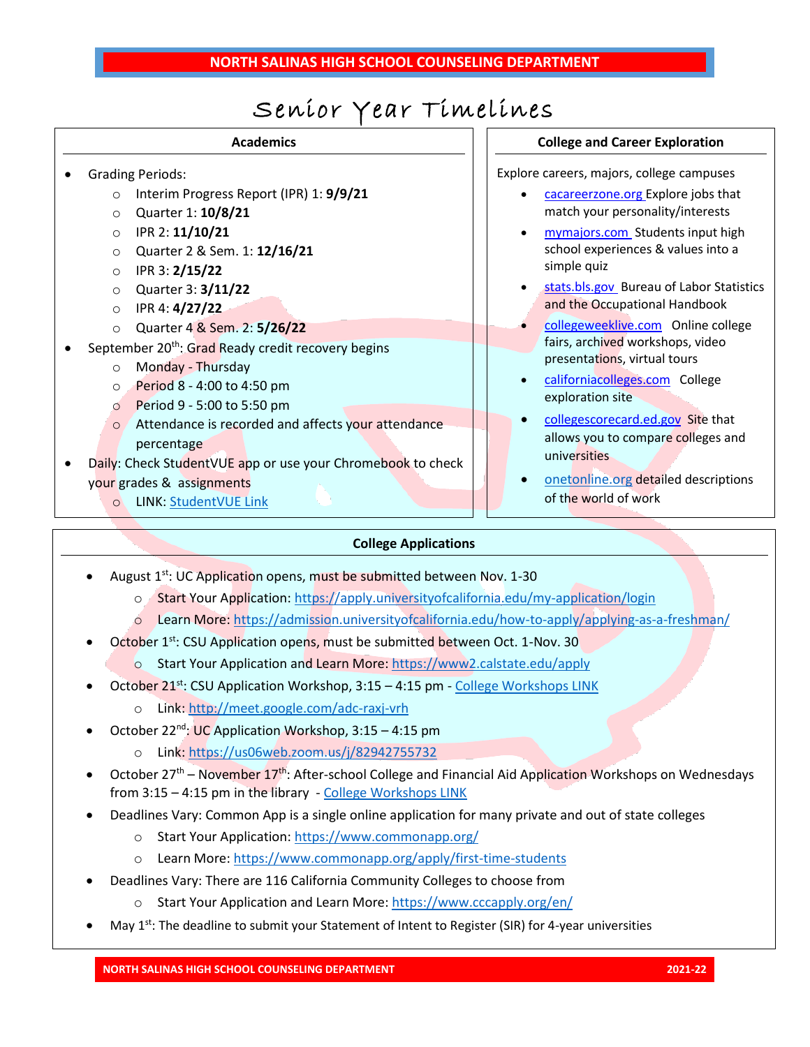# Senior Year Timelines

## Academics

- Grading Periods:
  - Interim Progress Report (IPR) 1: **9/9/21**
  - Quarter 1: **10/8/21**
  - IPR 2: **11/10/21**
  - Quarter 2 & Sem. 1: **12/16/21**
  - IPR 3: **2/15/22**
  - Quarter 3: **3/11/22**
  - IPR 4: **4/27/22**
  - Quarter 4 & Sem. 2: **5/26/22**
- September 20th: Grad Ready credit recovery begins
  - Monday - Thursday
  - Period 8 - 4:00 to 4:50 pm
  - Period 9 - 5:00 to 5:50 pm
  - Attendance is recorded and affects your attendance percentage
- Daily: Check StudentVUE app or use your Chromebook to check your grades & assignments
  - LINK: StudentVUE Link

## College and Career Exploration

Explore careers, majors, college campuses

- cacareerzone.org Explore jobs that match your personality/interests
- mymajors.com Students input high school experiences & values into a simple quiz
- stats.bls.gov Bureau of Labor Statistics and the Occupational Handbook
- collegeweeklive.com Online college fairs, archived workshops, video presentations, virtual tours
- californiacolleges.com College exploration site
- collegescorecard.ed.gov Site that allows you to compare colleges and universities
- onetonline.org detailed descriptions of the world of work

## College Applications

- August 1st: UC Application opens, must be submitted between Nov. 1-30
  - Start Your Application: https://apply.universityofcalifornia.edu/my-application/login
  - Learn More: https://admission.universityofcalifornia.edu/how-to-apply/applying-as-a-freshman/
- October 1st: CSU Application opens, must be submitted between Oct. 1-Nov. 30
  - Start Your Application and Learn More: https://www2.calstate.edu/apply
- October 21st: CSU Application Workshop, 3:15 – 4:15 pm - College Workshops LINK
  - Link: http://meet.google.com/adc-raxj-vrh
- October 22nd: UC Application Workshop, 3:15 – 4:15 pm
  - Link: https://us06web.zoom.us/j/82942755732
- October 27th – November 17th: After-school College and Financial Aid Application Workshops on Wednesdays from 3:15 – 4:15 pm in the library - College Workshops LINK
- Deadlines Vary: Common App is a single online application for many private and out of state colleges
  - Start Your Application: https://www.commonapp.org/
  - Learn More: https://www.commonapp.org/apply/first-time-students
- Deadlines Vary: There are 116 California Community Colleges to choose from
  - Start Your Application and Learn More: https://www.cccapply.org/en/
- May 1st: The deadline to submit your Statement of Intent to Register (SIR) for 4-year universities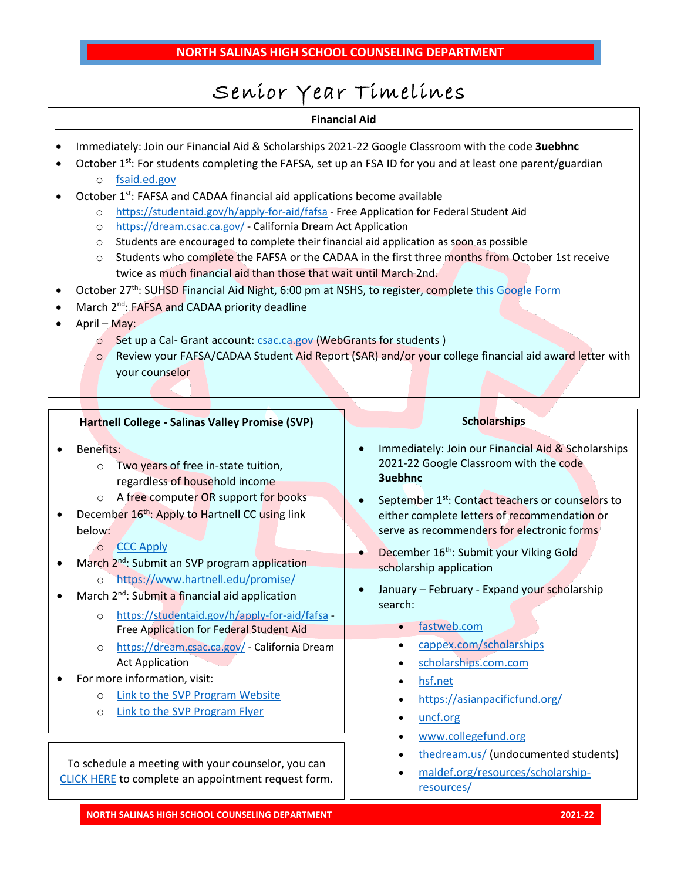# Senior Year Timelines

## Financial Aid

- Immediately: Join our Financial Aid & Scholarships 2021-22 Google Classroom with the code **3uebhnc**
- October 1st: For students completing the FAFSA, set up an FSA ID for you and at least one parent/guardian
  - fsaid.ed.gov
- October 1st: FAFSA and CADAA financial aid applications become available
  - https://studentaid.gov/h/apply-for-aid/fafsa - Free Application for Federal Student Aid
  - https://dream.csac.ca.gov/ - California Dream Act Application
  - Students are encouraged to complete their financial aid application as soon as possible
  - Students who complete the FAFSA or the CADAA in the first three months from October 1st receive twice as much financial aid than those that wait until March 2nd.
- October 27th: SUHSD Financial Aid Night, 6:00 pm at NSHS, to register, complete this Google Form
- March 2nd: FAFSA and CADAA priority deadline
- April – May:
  - Set up a Cal- Grant account: csac.ca.gov (WebGrants for students )
  - Review your FAFSA/CADAA Student Aid Report (SAR) and/or your college financial aid award letter with your counselor

## Hartnell College - Salinas Valley Promise (SVP)

- Benefits:
  - Two years of free in-state tuition, regardless of household income
  - A free computer OR support for books
- December 16th: Apply to Hartnell CC using link below:
  - CCC Apply
- March 2nd: Submit an SVP program application
  - https://www.hartnell.edu/promise/
- March 2nd: Submit a financial aid application
  - https://studentaid.gov/h/apply-for-aid/fafsa - Free Application for Federal Student Aid
  - https://dream.csac.ca.gov/ - California Dream Act Application
- For more information, visit:
  - Link to the SVP Program Website
  - Link to the SVP Program Flyer

To schedule a meeting with your counselor, you can CLICK HERE to complete an appointment request form.

## Scholarships

- Immediately: Join our Financial Aid & Scholarships 2021-22 Google Classroom with the code **3uebhnc**
- September 1st: Contact teachers or counselors to either complete letters of recommendation or serve as recommenders for electronic forms
- December 16th: Submit your Viking Gold scholarship application
- January – February - Expand your scholarship search:
  - fastweb.com
  - cappex.com/scholarships
  - scholarships.com.com
  - hsf.net
  - https://asianpacificfund.org/
  - uncf.org
  - www.collegefund.org
  - thedream.us/ (undocumented students)
  - maldef.org/resources/scholarship-resources/